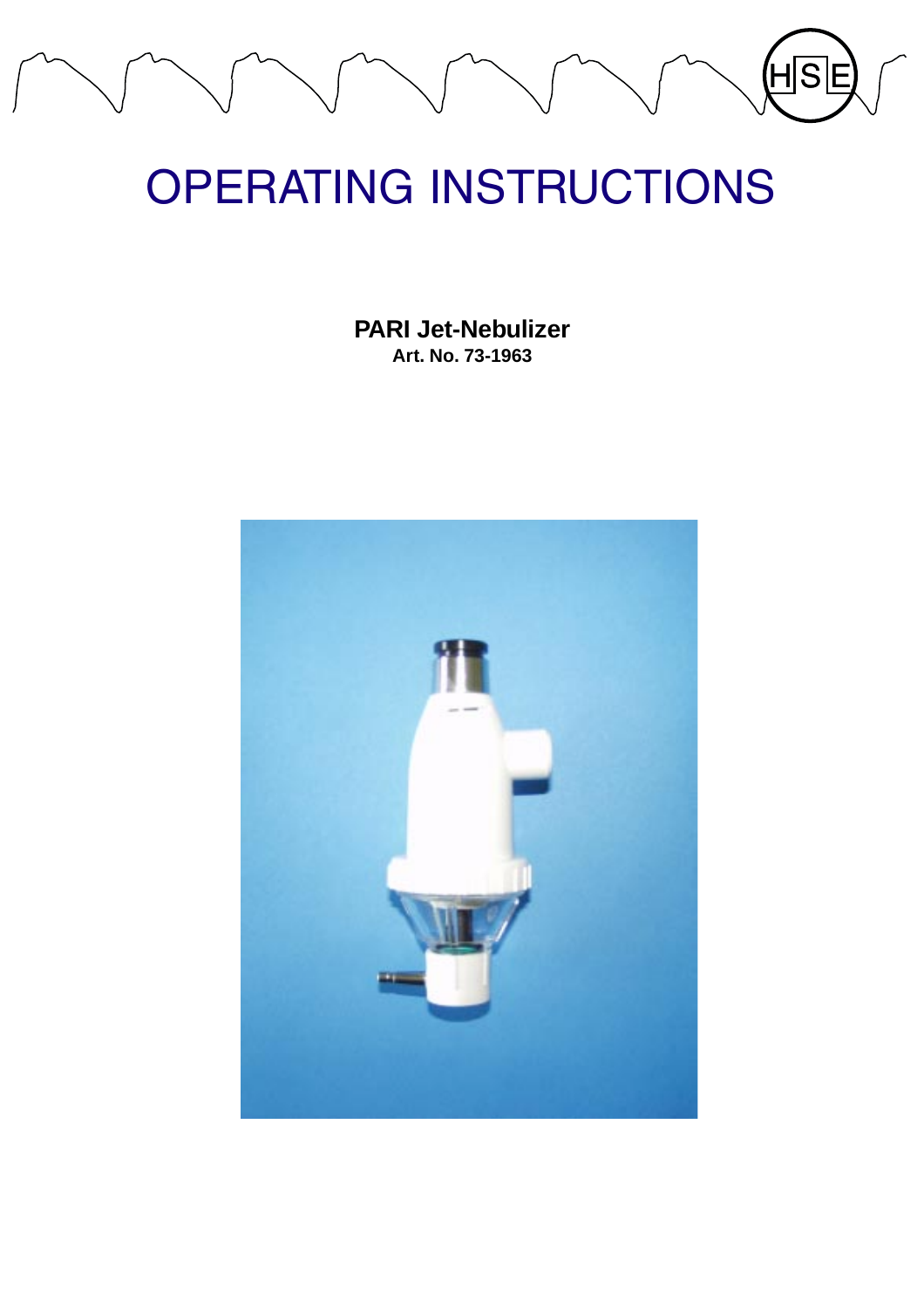# OPERATING INSTRUCTIONS

**PARI Jet-Nebulizer**
**Art. No. 73-1963**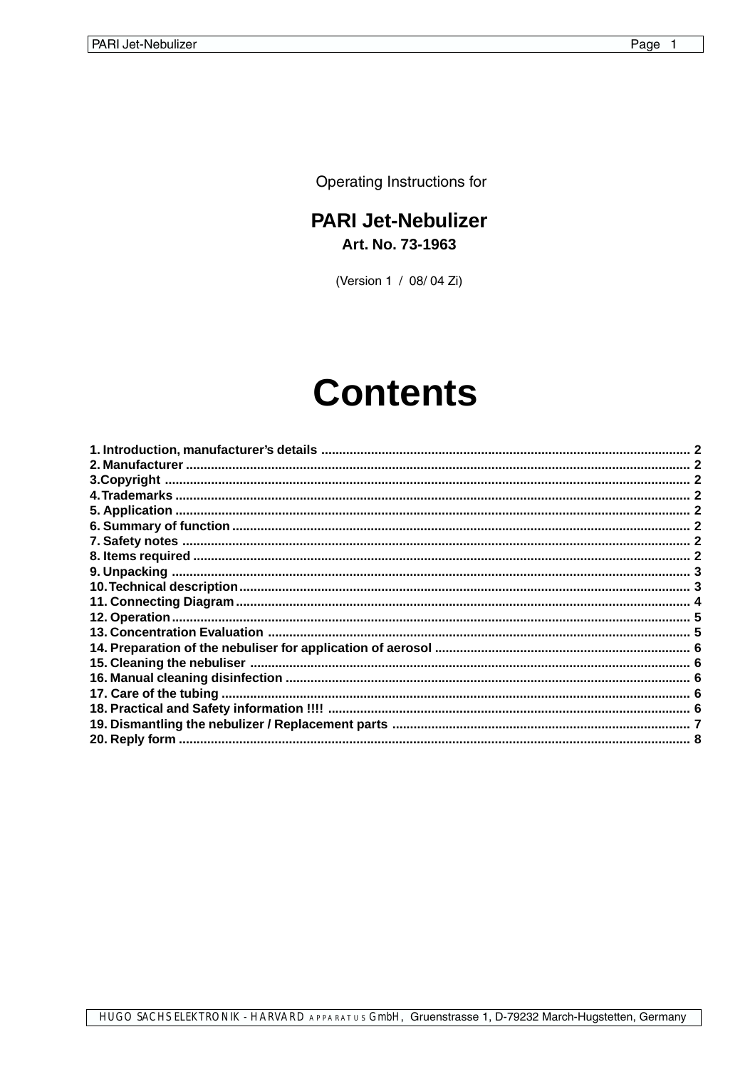Operating Instructions for

# PARI Jet-Nebulizer

## Art. No. 73-1963

(Version 1 / 08/ 04 Zi)

# Contents

**1. Introduction, manufacturer's details** ..... 2
**2. Manufacturer** ..... 2
**3.Copyright** ..... 2
**4.Trademarks** ..... 2
**5. Application** ..... 2
**6. Summary of function** ..... 2
**7. Safety notes** ..... 2
**8. Items required** ..... 2
**9. Unpacking** ..... 3
**10.Technical description** ..... 3
**11. Connecting Diagram** ..... 4
**12. Operation** ..... 5
**13. Concentration Evaluation** ..... 5
**14. Preparation of the nebuliser for application of aerosol** ..... 6
**15. Cleaning the nebuliser** ..... 6
**16. Manual cleaning disinfection** ..... 6
**17. Care of the tubing** ..... 6
**18. Practical and Safety information !!!!** ..... 6
**19. Dismantling the nebulizer / Replacement parts** ..... 7
**20. Reply form** ..... 8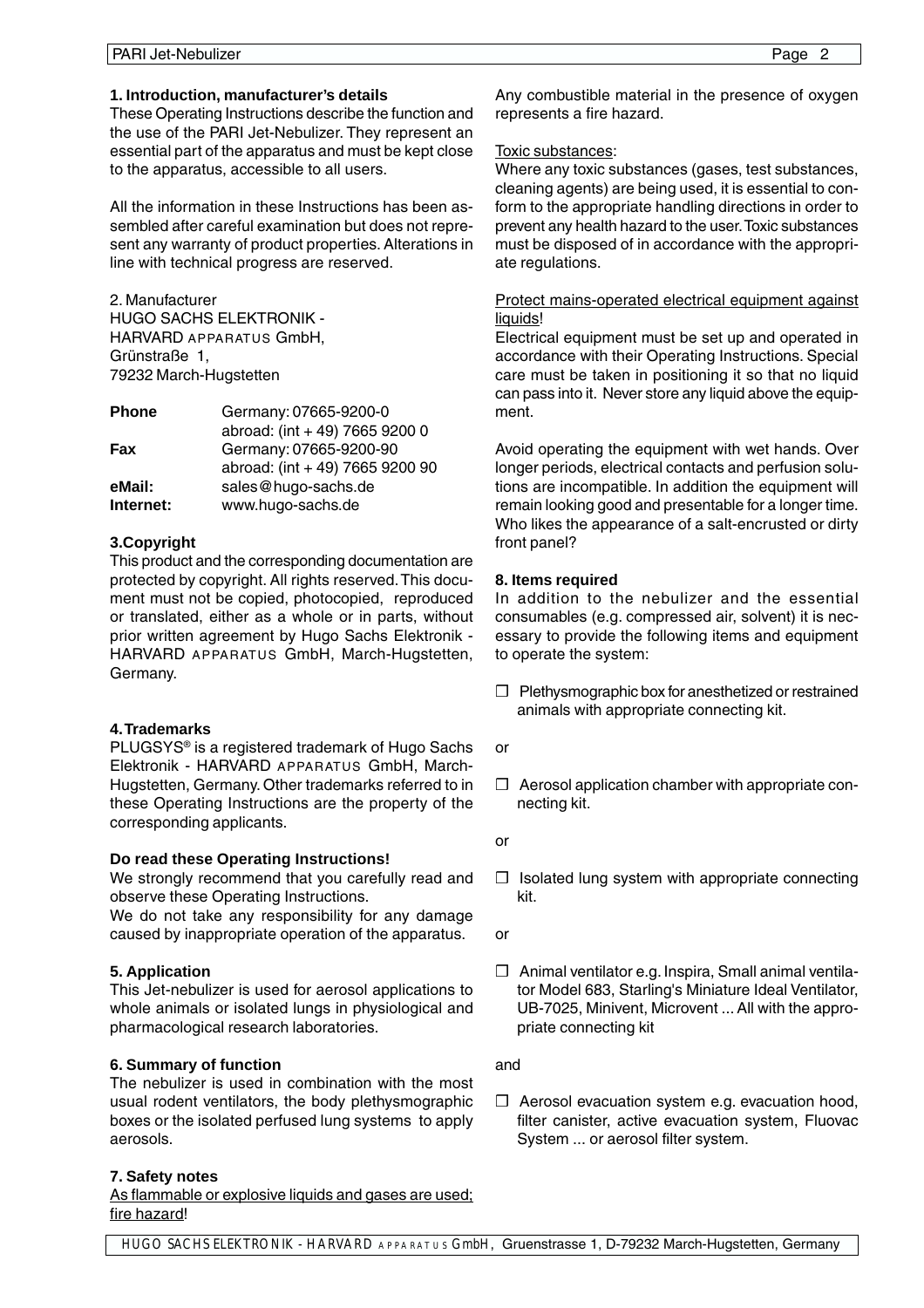## 1. Introduction, manufacturer's details

These Operating Instructions describe the function and the use of the PARI Jet-Nebulizer. They represent an essential part of the apparatus and must be kept close to the apparatus, accessible to all users.

All the information in these Instructions has been assembled after careful examination but does not represent any warranty of product properties. Alterations in line with technical progress are reserved.

2. Manufacturer
HUGO SACHS ELEKTRONIK -
HARVARD APPARATUS GmbH,
Grünstraße 1,
79232 March-Hugstetten

| | |
|---|---|
| **Phone** | Germany: 07665-9200-0 |
| | abroad: (int + 49) 7665 9200 0 |
| **Fax** | Germany: 07665-9200-90 |
| | abroad: (int + 49) 7665 9200 90 |
| **eMail:** | sales@hugo-sachs.de |
| **Internet:** | www.hugo-sachs.de |

## 3.Copyright

This product and the corresponding documentation are protected by copyright. All rights reserved. This document must not be copied, photocopied, reproduced or translated, either as a whole or in parts, without prior written agreement by Hugo Sachs Elektronik - HARVARD APPARATUS GmbH, March-Hugstetten, Germany.

## 4.Trademarks

PLUGSYS® is a registered trademark of Hugo Sachs Elektronik - HARVARD APPARATUS GmbH, March-Hugstetten, Germany. Other trademarks referred to in these Operating Instructions are the property of the corresponding applicants.

**Do read these Operating Instructions!**

We strongly recommend that you carefully read and observe these Operating Instructions.
We do not take any responsibility for any damage caused by inappropriate operation of the apparatus.

## 5. Application

This Jet-nebulizer is used for aerosol applications to whole animals or isolated lungs in physiological and pharmacological research laboratories.

## 6. Summary of function

The nebulizer is used in combination with the most usual rodent ventilators, the body plethysmographic boxes or the isolated perfused lung systems to apply aerosols.

## 7. Safety notes

As flammable or explosive liquids and gases are used; fire hazard!

Any combustible material in the presence of oxygen represents a fire hazard.

Toxic substances:
Where any toxic substances (gases, test substances, cleaning agents) are being used, it is essential to conform to the appropriate handling directions in order to prevent any health hazard to the user. Toxic substances must be disposed of in accordance with the appropriate regulations.

Protect mains-operated electrical equipment against liquids!
Electrical equipment must be set up and operated in accordance with their Operating Instructions. Special care must be taken in positioning it so that no liquid can pass into it. Never store any liquid above the equipment.

Avoid operating the equipment with wet hands. Over longer periods, electrical contacts and perfusion solutions are incompatible. In addition the equipment will remain looking good and presentable for a longer time. Who likes the appearance of a salt-encrusted or dirty front panel?

## 8. Items required

In addition to the nebulizer and the essential consumables (e.g. compressed air, solvent) it is necessary to provide the following items and equipment to operate the system:

- ☐ Plethysmographic box for anesthetized or restrained animals with appropriate connecting kit.

or

- ☐ Aerosol application chamber with appropriate connecting kit.

or

- ☐ Isolated lung system with appropriate connecting kit.

or

- ☐ Animal ventilator e.g. Inspira, Small animal ventilator Model 683, Starling's Miniature Ideal Ventilator, UB-7025, Minivent, Microvent ... All with the appropriate connecting kit

and

- ☐ Aerosol evacuation system e.g. evacuation hood, filter canister, active evacuation system, Fluovac System ... or aerosol filter system.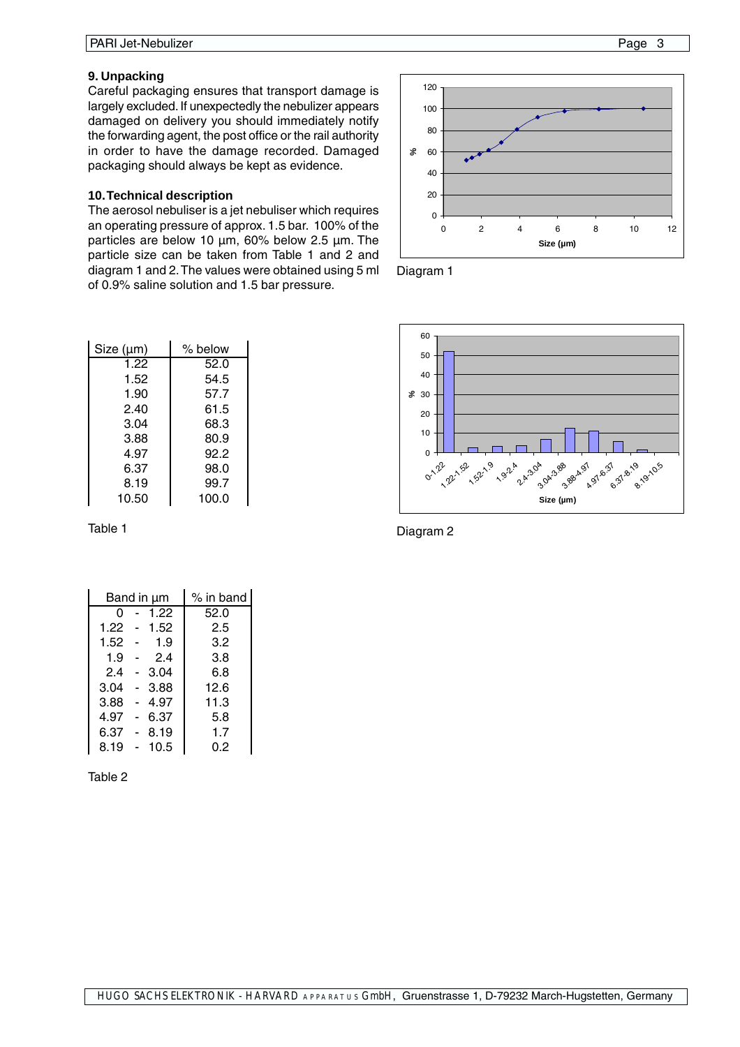## 9. Unpacking

Careful packaging ensures that transport damage is largely excluded. If unexpectedly the nebulizer appears damaged on delivery you should immediately notify the forwarding agent, the post office or the rail authority in order to have the damage recorded. Damaged packaging should always be kept as evidence.

## 10. Technical description

The aerosol nebuliser is a jet nebuliser which requires an operating pressure of approx. 1.5 bar. 100% of the particles are below 10 µm, 60% below 2.5 µm. The particle size can be taken from Table 1 and 2 and diagram 1 and 2. The values were obtained using 5 ml of 0.9% saline solution and 1.5 bar pressure.

Diagram 1

| Size (µm) | % below |
|---|---|
| 1.22 | 52.0 |
| 1.52 | 54.5 |
| 1.90 | 57.7 |
| 2.40 | 61.5 |
| 3.04 | 68.3 |
| 3.88 | 80.9 |
| 4.97 | 92.2 |
| 6.37 | 98.0 |
| 8.19 | 99.7 |
| 10.50 | 100.0 |

Table 1

Diagram 2

| Band in µm | % in band |
|---|---|
| 0 - 1.22 | 52.0 |
| 1.22 - 1.52 | 2.5 |
| 1.52 - 1.9 | 3.2 |
| 1.9 - 2.4 | 3.8 |
| 2.4 - 3.04 | 6.8 |
| 3.04 - 3.88 | 12.6 |
| 3.88 - 4.97 | 11.3 |
| 4.97 - 6.37 | 5.8 |
| 6.37 - 8.19 | 1.7 |
| 8.19 - 10.5 | 0.2 |

Table 2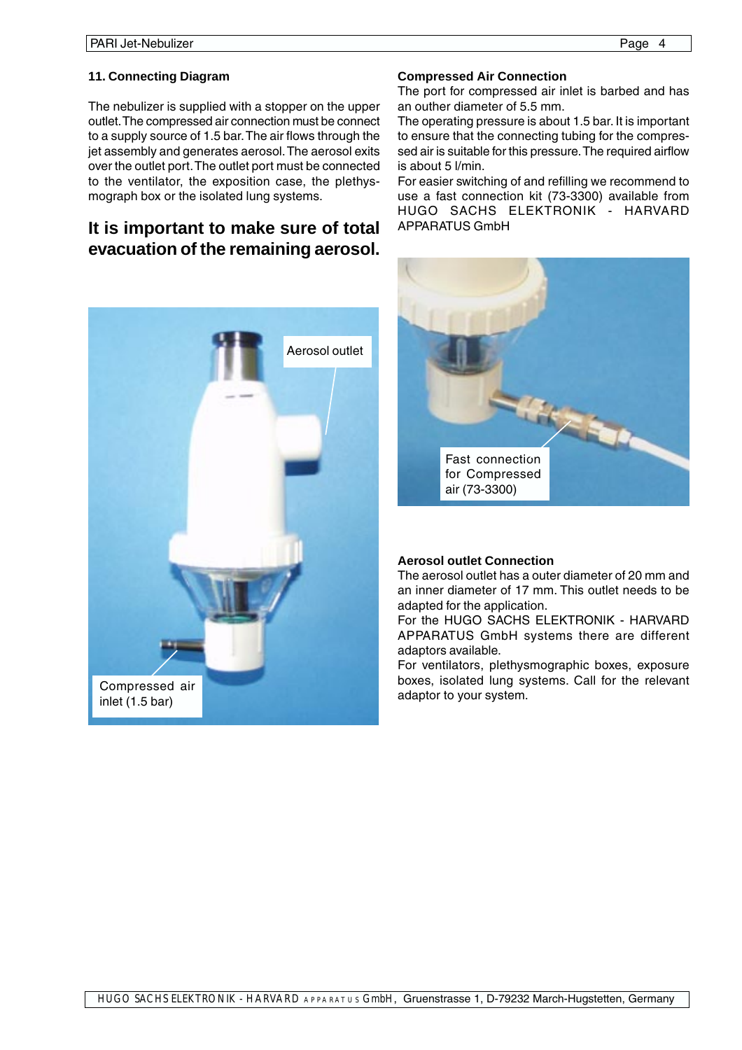## 11. Connecting Diagram

The nebulizer is supplied with a stopper on the upper outlet. The compressed air connection must be connect to a supply source of 1.5 bar. The air flows through the jet assembly and generates aerosol. The aerosol exits over the outlet port. The outlet port must be connected to the ventilator, the exposition case, the plethysmograph box or the isolated lung systems.

**It is important to make sure of total evacuation of the remaining aerosol.**

Aerosol outlet

Compressed air inlet (1.5 bar)

### Compressed Air Connection

The port for compressed air inlet is barbed and has an outher diameter of 5.5 mm.

The operating pressure is about 1.5 bar. It is important to ensure that the connecting tubing for the compressed air is suitable for this pressure. The required airflow is about 5 l/min.

For easier switching of and refilling we recommend to use a fast connection kit (73-3300) available from HUGO SACHS ELEKTRONIK - HARVARD APPARATUS GmbH

Fast connection for Compressed air (73-3300)

### Aerosol outlet Connection

The aerosol outlet has a outer diameter of 20 mm and an inner diameter of 17 mm. This outlet needs to be adapted for the application.

For the HUGO SACHS ELEKTRONIK - HARVARD APPARATUS GmbH systems there are different adaptors available.

For ventilators, plethysmographic boxes, exposure boxes, isolated lung systems. Call for the relevant adaptor to your system.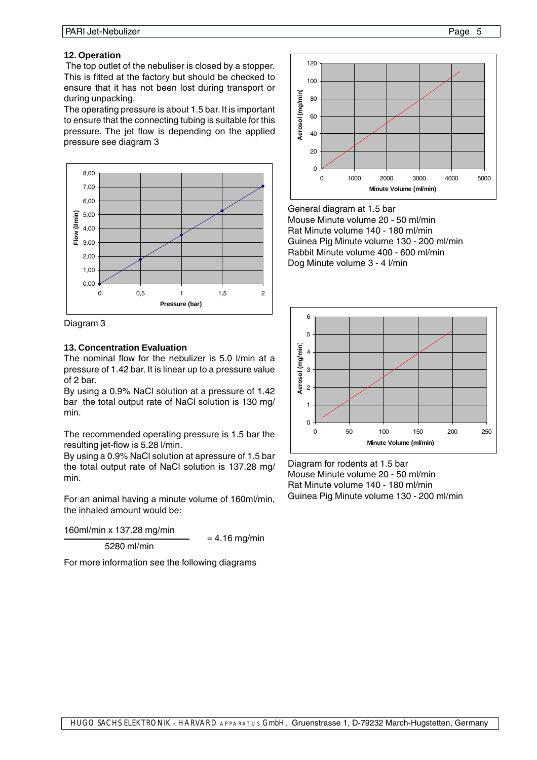## 12. Operation

The top outlet of the nebuliser is closed by a stopper. This is fitted at the factory but should be checked to ensure that it has not been lost during transport or during unpacking.

The operating pressure is about 1.5 bar. It is important to ensure that the connecting tubing is suitable for this pressure. The jet flow is depending on the applied pressure see diagram 3

Diagram 3

## 13. Concentration Evaluation

The nominal flow for the nebulizer is 5.0 l/min at a pressure of 1.42 bar. It is linear up to a pressure value of 2 bar.

By using a 0.9% NaCl solution at a pressure of 1.42 bar the total output rate of NaCl solution is 130 mg/min.

The recommended operating pressure is 1.5 bar the resulting jet-flow is 5.28 l/min.

By using a 0.9% NaCl solution at apressure of 1.5 bar the total output rate of NaCl solution is 137.28 mg/min.

For an animal having a minute volume of 160ml/min, the inhaled amount would be:

$$\frac{160\text{ml/min} \times 137.28\text{ mg/min}}{5280\text{ ml/min}} = 4.16\text{ mg/min}$$

For more information see the following diagrams

General diagram at 1.5 bar
Mouse Minute volume 20 - 50 ml/min
Rat Minute volume 140 - 180 ml/min
Guinea Pig Minute volume 130 - 200 ml/min
Rabbit Minute volume 400 - 600 ml/min
Dog Minute volume 3 - 4 l/min

Diagram for rodents at 1.5 bar
Mouse Minute volume 20 - 50 ml/min
Rat Minute volume 140 - 180 ml/min
Guinea Pig Minute volume 130 - 200 ml/min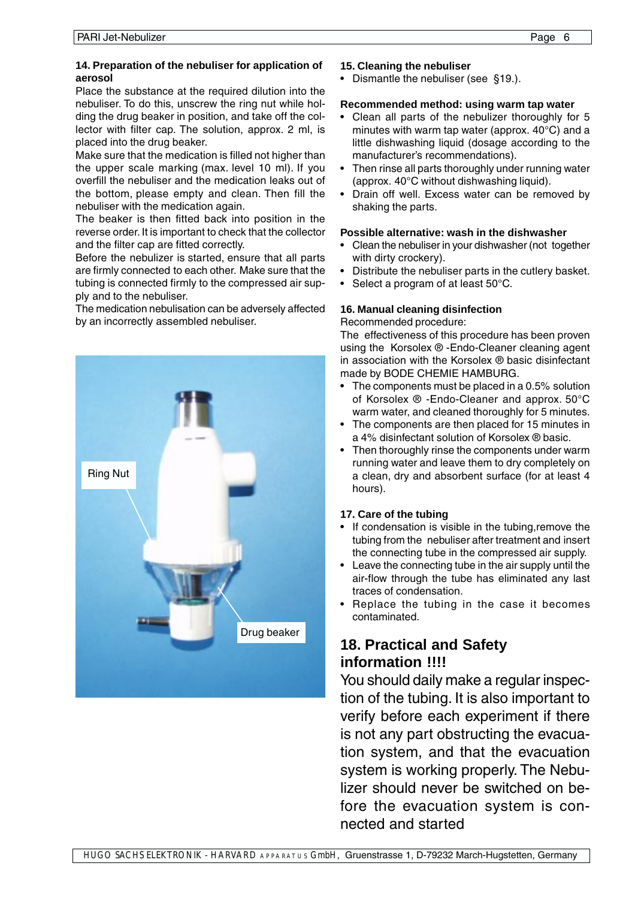### 14. Preparation of the nebuliser for application of aerosol

Place the substance at the required dilution into the nebuliser. To do this, unscrew the ring nut while holding the drug beaker in position, and take off the collector with filter cap. The solution, approx. 2 ml, is placed into the drug beaker.

Make sure that the medication is filled not higher than the upper scale marking (max. level 10 ml). If you overfill the nebuliser and the medication leaks out of the bottom, please empty and clean. Then fill the nebuliser with the medication again.

The beaker is then fitted back into position in the reverse order. It is important to check that the collector and the filter cap are fitted correctly.

Before the nebulizer is started, ensure that all parts are firmly connected to each other. Make sure that the tubing is connected firmly to the compressed air supply and to the nebuliser.

The medication nebulisation can be adversely affected by an incorrectly assembled nebuliser.

Ring Nut

Drug beaker

### 15. Cleaning the nebuliser

- Dismantle the nebuliser (see §19.).

**Recommended method: using warm tap water**

- Clean all parts of the nebulizer thoroughly for 5 minutes with warm tap water (approx. 40°C) and a little dishwashing liquid (dosage according to the manufacturer's recommendations).
- Then rinse all parts thoroughly under running water (approx. 40°C without dishwashing liquid).
- Drain off well. Excess water can be removed by shaking the parts.

**Possible alternative: wash in the dishwasher**

- Clean the nebuliser in your dishwasher (not together with dirty crockery).
- Distribute the nebuliser parts in the cutlery basket.
- Select a program of at least 50°C.

### 16. Manual cleaning disinfection

Recommended procedure:

The effectiveness of this procedure has been proven using the Korsolex ® -Endo-Cleaner cleaning agent in association with the Korsolex ® basic disinfectant made by BODE CHEMIE HAMBURG.

- The components must be placed in a 0.5% solution of Korsolex ® -Endo-Cleaner and approx. 50°C warm water, and cleaned thoroughly for 5 minutes.
- The components are then placed for 15 minutes in a 4% disinfectant solution of Korsolex ® basic.
- Then thoroughly rinse the components under warm running water and leave them to dry completely on a clean, dry and absorbent surface (for at least 4 hours).

### 17. Care of the tubing

- If condensation is visible in the tubing,remove the tubing from the nebuliser after treatment and insert the connecting tube in the compressed air supply.
- Leave the connecting tube in the air supply until the air-flow through the tube has eliminated any last traces of condensation.
- Replace the tubing in the case it becomes contaminated.

## 18. Practical and Safety information !!!!

You should daily make a regular inspection of the tubing. It is also important to verify before each experiment if there is not any part obstructing the evacuation system, and that the evacuation system is working properly. The Nebulizer should never be switched on before the evacuation system is connected and started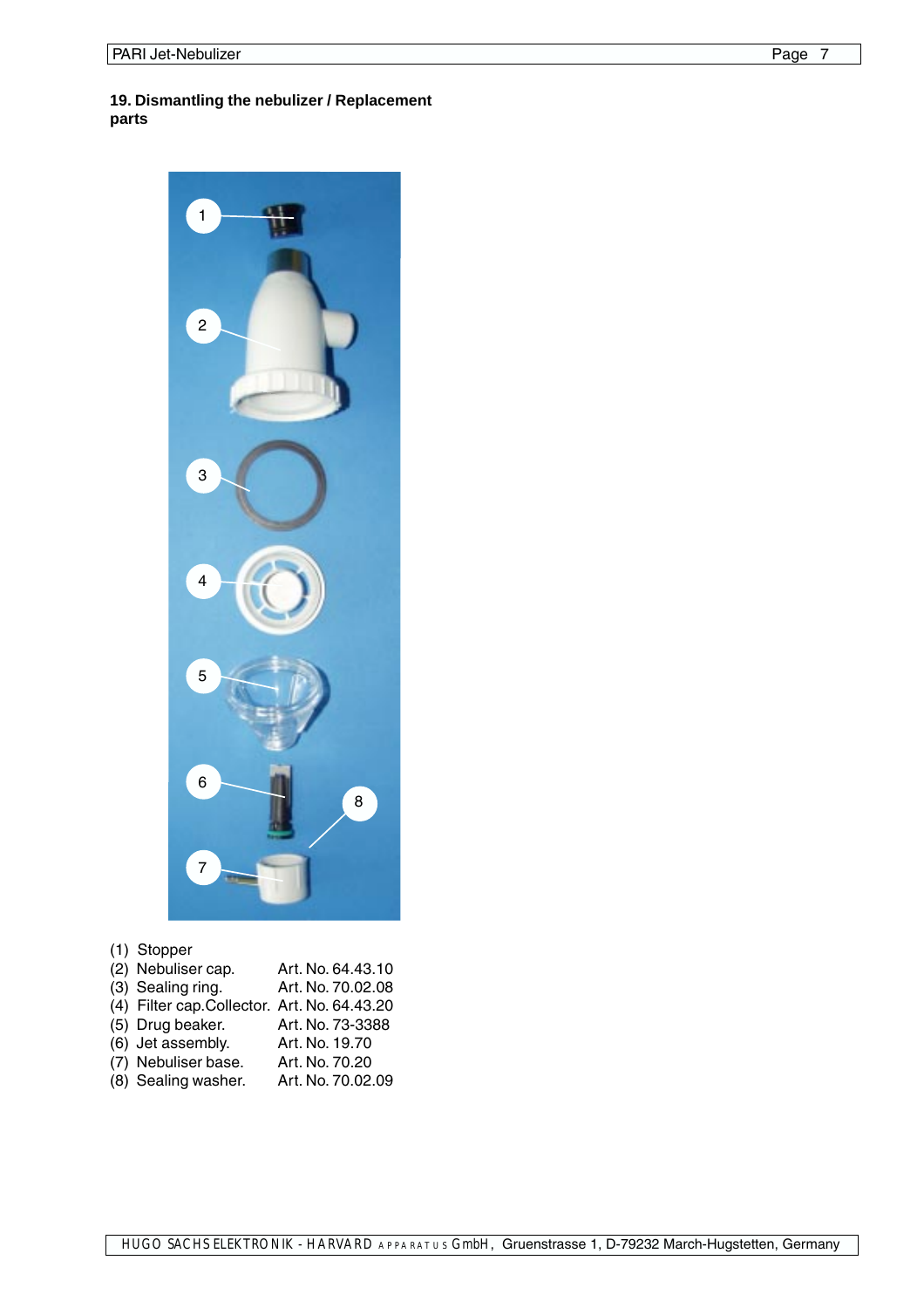## 19. Dismantling the nebulizer / Replacement parts

| | |
|---|---|
| (1) Stopper | |
| (2) Nebuliser cap. | Art. No. 64.43.10 |
| (3) Sealing ring. | Art. No. 70.02.08 |
| (4) Filter cap.Collector. | Art. No. 64.43.20 |
| (5) Drug beaker. | Art. No. 73-3388 |
| (6) Jet assembly. | Art. No. 19.70 |
| (7) Nebuliser base. | Art. No. 70.20 |
| (8) Sealing washer. | Art. No. 70.02.09 |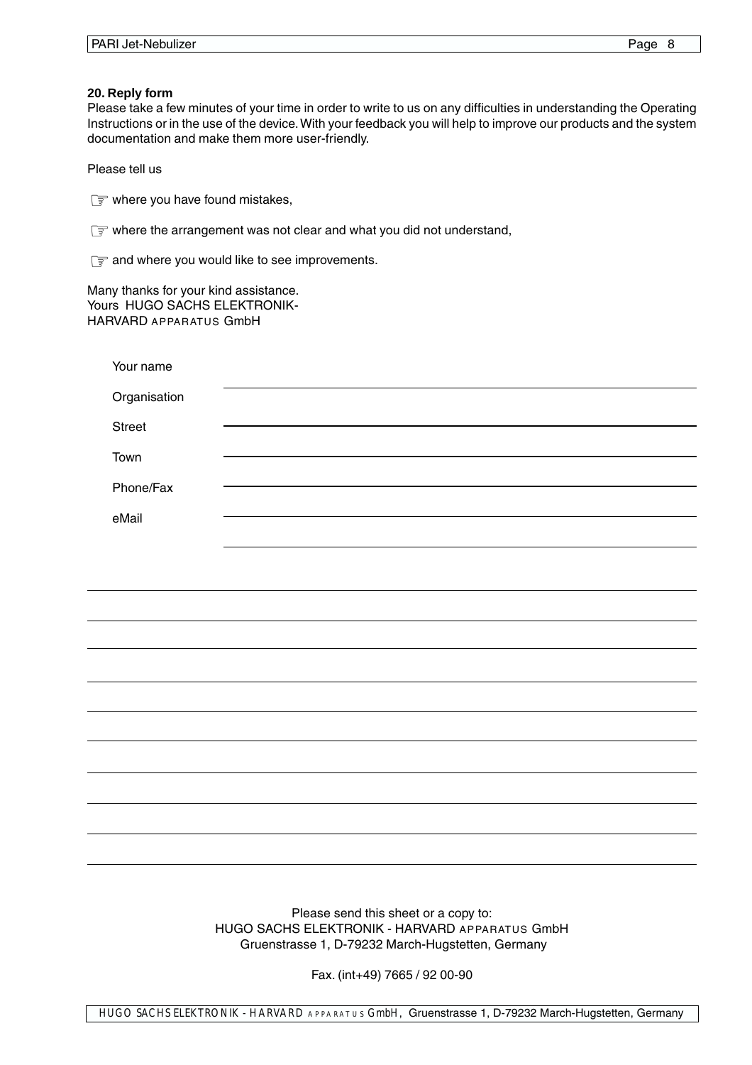## 20. Reply form

Please take a few minutes of your time in order to write to us on any difficulties in understanding the Operating Instructions or in the use of the device. With your feedback you will help to improve our products and the system documentation and make them more user-friendly.

Please tell us

☞ where you have found mistakes,

☞ where the arrangement was not clear and what you did not understand,

☞ and where you would like to see improvements.

Many thanks for your kind assistance.
Yours HUGO SACHS ELEKTRONIK-
HARVARD APPARATUS GmbH

Your name ______________________________

Organisation ______________________________

Street ______________________________

Town ______________________________

Phone/Fax ______________________________

eMail ______________________________

Please send this sheet or a copy to:
HUGO SACHS ELEKTRONIK - HARVARD APPARATUS GmbH
Gruenstrasse 1, D-79232 March-Hugstetten, Germany

Fax. (int+49) 7665 / 92 00-90